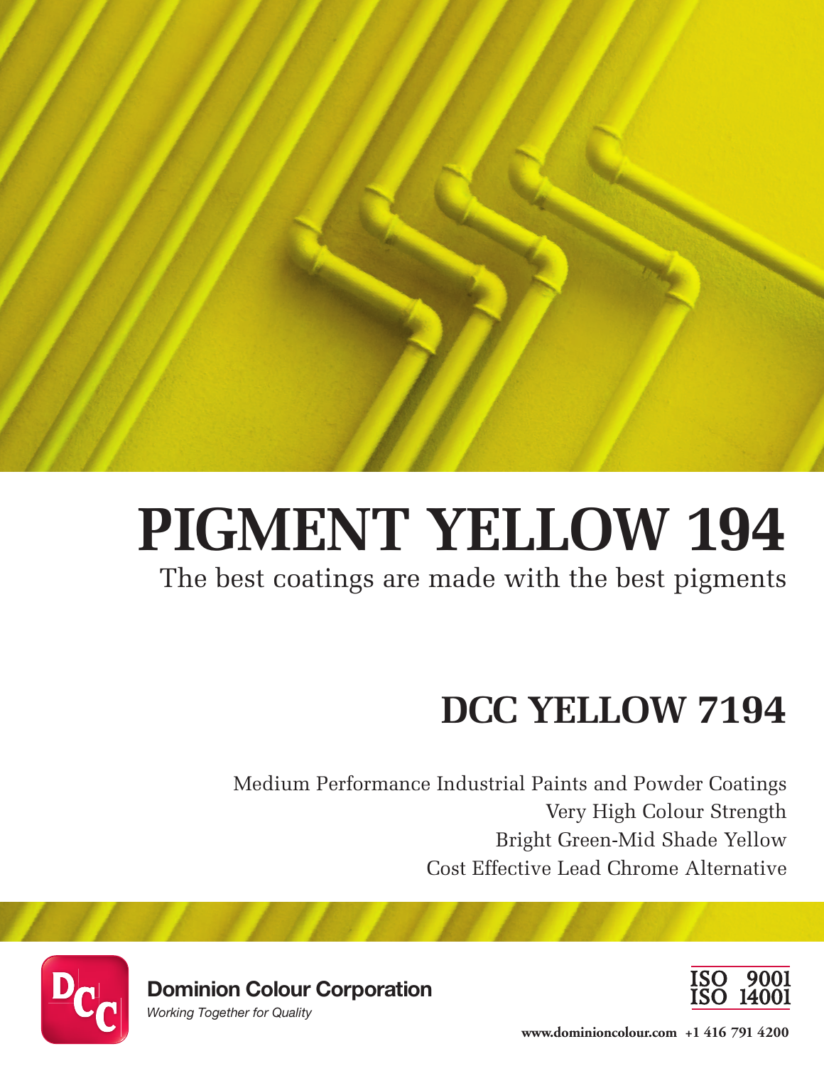# PIGMENT YELLOW 194

The best coatings are made with the best pigments

## DCC YELLOW 7194

Medium Performance Industrial Paints and Powder Coatings
Very High Colour Strength
Bright Green-Mid Shade Yellow
Cost Effective Lead Chrome Alternative

**Dominion Colour Corporation**
*Working Together for Quality*

ISO 9001
ISO 14001

**www.dominioncolour.com +1 416 791 4200**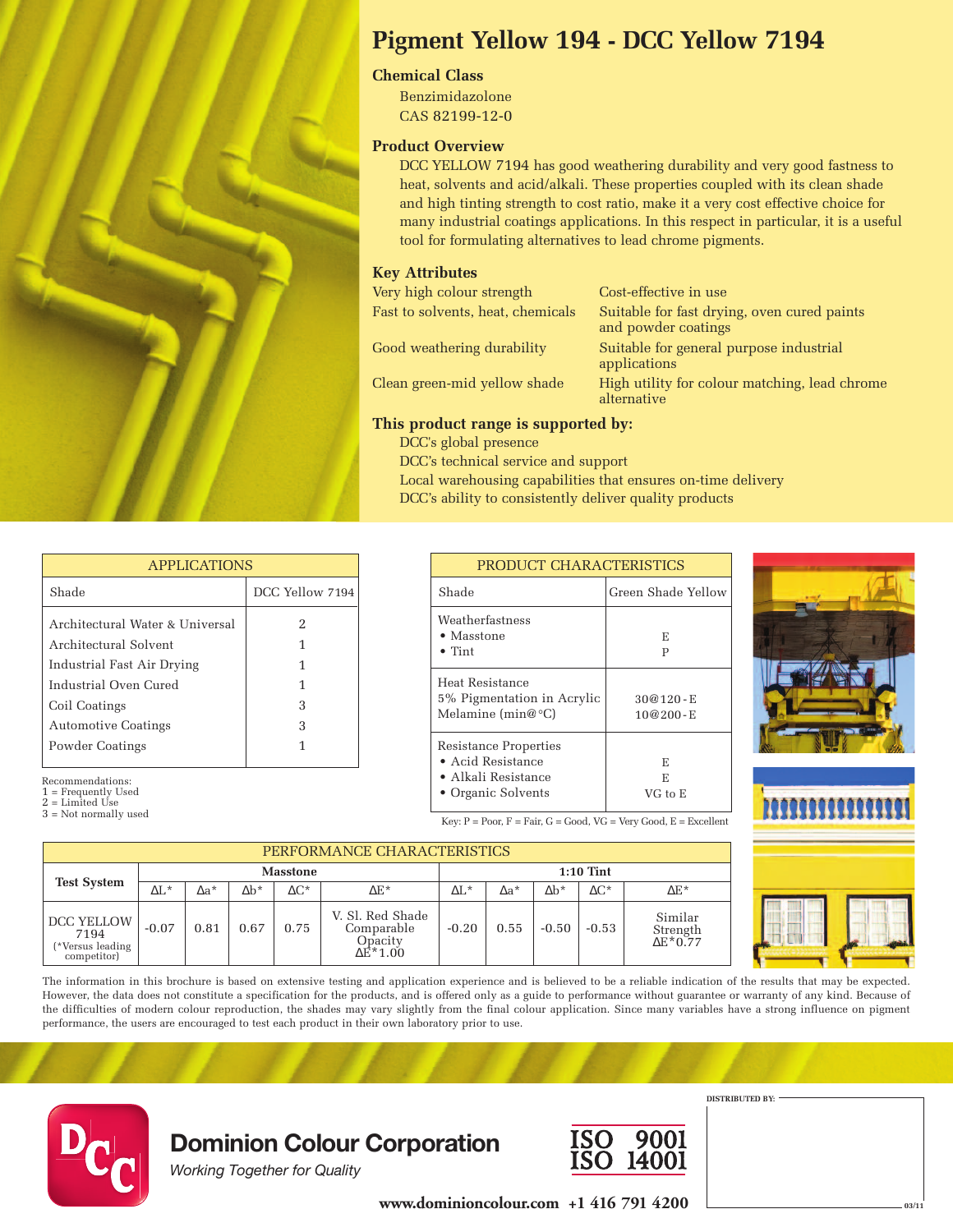# Pigment Yellow 194 - DCC Yellow 7194

## Chemical Class

Benzimidazolone
CAS 82199-12-0

## Product Overview

DCC YELLOW 7194 has good weathering durability and very good fastness to heat, solvents and acid/alkali. These properties coupled with its clean shade and high tinting strength to cost ratio, make it a very cost effective choice for many industrial coatings applications. In this respect in particular, it is a useful tool for formulating alternatives to lead chrome pigments.

## Key Attributes

| | |
|---|---|
| Very high colour strength | Cost-effective in use |
| Fast to solvents, heat, chemicals | Suitable for fast drying, oven cured paints and powder coatings |
| Good weathering durability | Suitable for general purpose industrial applications |
| Clean green-mid yellow shade | High utility for colour matching, lead chrome alternative |

## This product range is supported by:

DCC's global presence
DCC's technical service and support
Local warehousing capabilities that ensures on-time delivery
DCC's ability to consistently deliver quality products

| APPLICATIONS | |
|---|---|
| Shade | DCC Yellow 7194 |
| Architectural Water & Universal | 2 |
| Architectural Solvent | 1 |
| Industrial Fast Air Drying | 1 |
| Industrial Oven Cured | 1 |
| Coil Coatings | 3 |
| Automotive Coatings | 3 |
| Powder Coatings | 1 |

Recommendations:
1 = Frequently Used
2 = Limited Use
3 = Not normally used

| PRODUCT CHARACTERISTICS | |
|---|---|
| Shade | Green Shade Yellow |
| Weatherfastness<br>• Masstone<br>• Tint | <br>E<br>P |
| Heat Resistance<br>5% Pigmentation in Acrylic Melamine (min@°C) | 30@120 - E<br>10@200 - E |
| Resistance Properties<br>• Acid Resistance<br>• Alkali Resistance<br>• Organic Solvents | <br>E<br>E<br>VG to E |

Key: P = Poor, F = Fair, G = Good, VG = Very Good, E = Excellent

| PERFORMANCE CHARACTERISTICS | | | | | | | | | | |
|---|---|---|---|---|---|---|---|---|---|---|
| Test System | Masstone | | | | | 1:10 Tint | | | | |
| | ΔL* | Δa* | Δb* | ΔC* | ΔE* | ΔL* | Δa* | Δb* | ΔC* | ΔE* |
| DCC YELLOW 7194 (*Versus leading competitor) | -0.07 | 0.81 | 0.67 | 0.75 | V. Sl. Red Shade Comparable Opacity ΔE*1.00 | -0.20 | 0.55 | -0.50 | -0.53 | Similar Strength ΔE*0.77 |

The information in this brochure is based on extensive testing and application experience and is believed to be a reliable indication of the results that may be expected. However, the data does not constitute a specification for the products, and is offered only as a guide to performance without guarantee or warranty of any kind. Because of the difficulties of modern colour reproduction, the shades may vary slightly from the final colour application. Since many variables have a strong influence on pigment performance, the users are encouraged to test each product in their own laboratory prior to use.

**Dominion Colour Corporation**
*Working Together for Quality*

ISO 9001
ISO 14001

DISTRIBUTED BY:

**www.dominioncolour.com +1 416 791 4200**

03/11